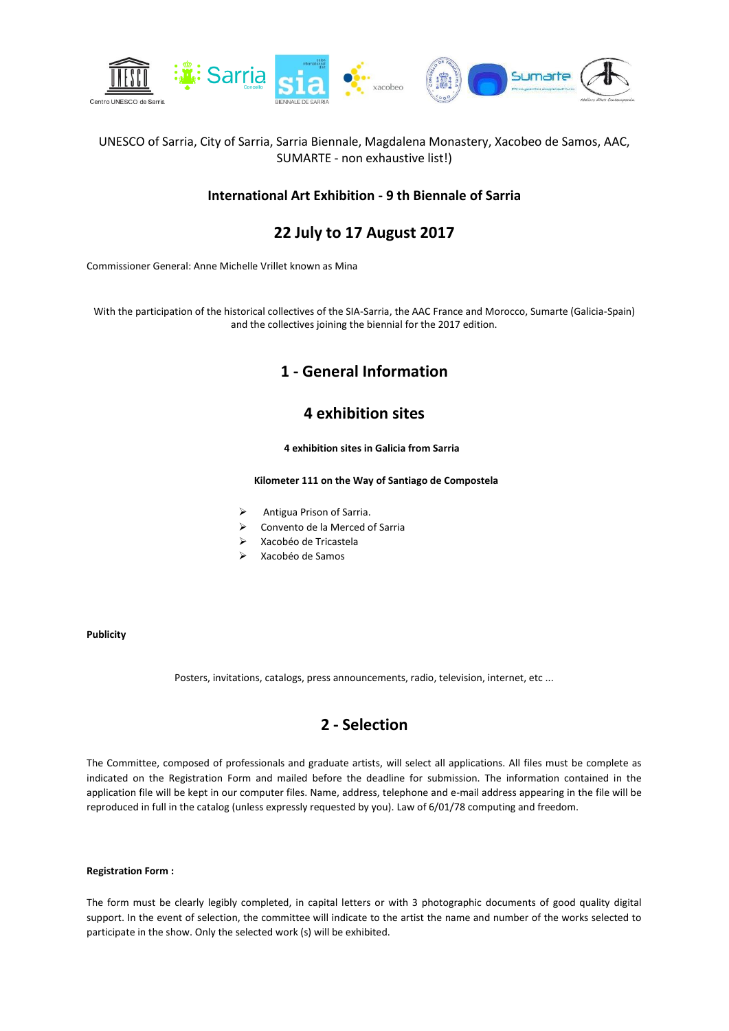UNESCO of Sarria, City of Sarria, Sarria Biennale, Magdalena Monastery, Xacobeo de Samos, AAC, SUMARTE - non exhaustive list!)

**International Art Exhibition - 9 th Biennale of Sarria**

## 22 July to 17 August 2017

Commissioner General: Anne Michelle Vrillet known as Mina

With the participation of the historical collectives of the SIA-Sarria, the AAC France and Morocco, Sumarte (Galicia-Spain) and the collectives joining the biennial for the 2017 edition.

# 1 - General Information

## 4 exhibition sites

**4 exhibition sites in Galicia from Sarria**

**Kilometer 111 on the Way of Santiago de Compostela**

- Antigua Prison of Sarria.
- Convento de la Merced of Sarria
- Xacobéo de Tricastela
- Xacobéo de Samos

**Publicity**

Posters, invitations, catalogs, press announcements, radio, television, internet, etc ...

# 2 - Selection

The Committee, composed of professionals and graduate artists, will select all applications. All files must be complete as indicated on the Registration Form and mailed before the deadline for submission. The information contained in the application file will be kept in our computer files. Name, address, telephone and e-mail address appearing in the file will be reproduced in full in the catalog (unless expressly requested by you). Law of 6/01/78 computing and freedom.

**Registration Form :**

The form must be clearly legibly completed, in capital letters or with 3 photographic documents of good quality digital support. In the event of selection, the committee will indicate to the artist the name and number of the works selected to participate in the show. Only the selected work (s) will be exhibited.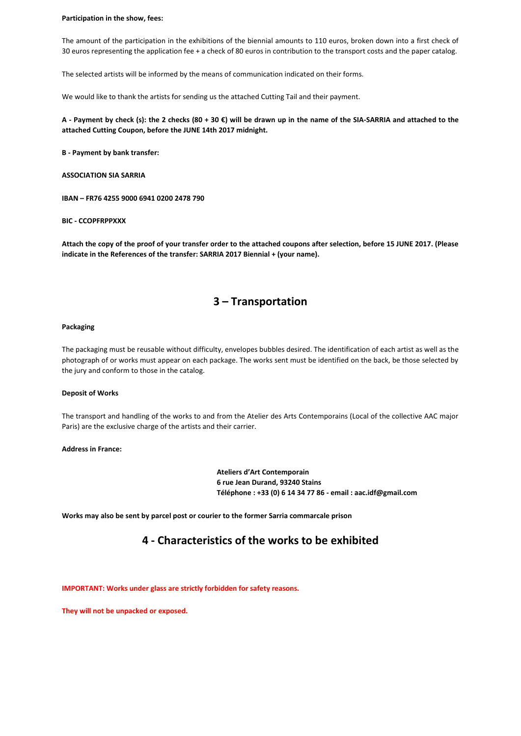**Participation in the show, fees:**

The amount of the participation in the exhibitions of the biennial amounts to 110 euros, broken down into a first check of 30 euros representing the application fee + a check of 80 euros in contribution to the transport costs and the paper catalog.

The selected artists will be informed by the means of communication indicated on their forms.

We would like to thank the artists for sending us the attached Cutting Tail and their payment.

**A - Payment by check (s): the 2 checks (80 + 30 €) will be drawn up in the name of the SIA-SARRIA and attached to the attached Cutting Coupon, before the JUNE 14th 2017 midnight.**

**B - Payment by bank transfer:**

**ASSOCIATION SIA SARRIA**

**IBAN – FR76 4255 9000 6941 0200 2478 790**

**BIC - CCOPFRPPXXX**

**Attach the copy of the proof of your transfer order to the attached coupons after selection, before 15 JUNE 2017. (Please indicate in the References of the transfer: SARRIA 2017 Biennial + (your name).**

## 3 – Transportation

**Packaging**

The packaging must be reusable without difficulty, envelopes bubbles desired. The identification of each artist as well as the photograph of or works must appear on each package. The works sent must be identified on the back, be those selected by the jury and conform to those in the catalog.

**Deposit of Works**

The transport and handling of the works to and from the Atelier des Arts Contemporains (Local of the collective AAC major Paris) are the exclusive charge of the artists and their carrier.

**Address in France:**

**Ateliers d'Art Contemporain**
**6 rue Jean Durand, 93240 Stains**
**Téléphone : +33 (0) 6 14 34 77 86 - email : aac.idf@gmail.com**

**Works may also be sent by parcel post or courier to the former Sarria commarcale prison**

## 4 - Characteristics of the works to be exhibited

**IMPORTANT: Works under glass are strictly forbidden for safety reasons.**

**They will not be unpacked or exposed.**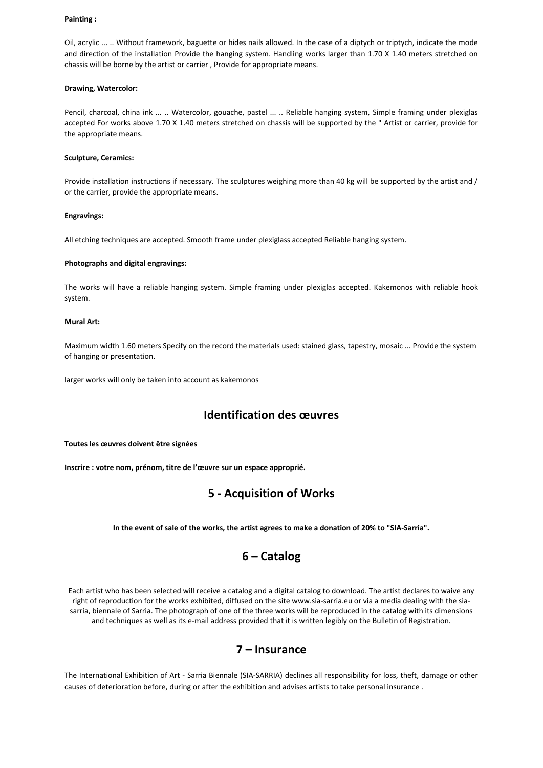**Painting :**

Oil, acrylic ... .. Without framework, baguette or hides nails allowed. In the case of a diptych or triptych, indicate the mode and direction of the installation Provide the hanging system. Handling works larger than 1.70 X 1.40 meters stretched on chassis will be borne by the artist or carrier , Provide for appropriate means.

**Drawing, Watercolor:**

Pencil, charcoal, china ink ... .. Watercolor, gouache, pastel ... .. Reliable hanging system, Simple framing under plexiglas accepted For works above 1.70 X 1.40 meters stretched on chassis will be supported by the " Artist or carrier, provide for the appropriate means.

**Sculpture, Ceramics:**

Provide installation instructions if necessary. The sculptures weighing more than 40 kg will be supported by the artist and / or the carrier, provide the appropriate means.

**Engravings:**

All etching techniques are accepted. Smooth frame under plexiglass accepted Reliable hanging system.

**Photographs and digital engravings:**

The works will have a reliable hanging system. Simple framing under plexiglas accepted. Kakemonos with reliable hook system.

**Mural Art:**

Maximum width 1.60 meters Specify on the record the materials used: stained glass, tapestry, mosaic ... Provide the system of hanging or presentation.

larger works will only be taken into account as kakemonos

## Identification des œuvres

**Toutes les œuvres doivent être signées**

**Inscrire : votre nom, prénom, titre de l'œuvre sur un espace approprié.**

## 5 - Acquisition of Works

**In the event of sale of the works, the artist agrees to make a donation of 20% to "SIA-Sarria".**

## 6 – Catalog

Each artist who has been selected will receive a catalog and a digital catalog to download. The artist declares to waive any right of reproduction for the works exhibited, diffused on the site www.sia-sarria.eu or via a media dealing with the sia-sarria, biennale of Sarria. The photograph of one of the three works will be reproduced in the catalog with its dimensions and techniques as well as its e-mail address provided that it is written legibly on the Bulletin of Registration.

## 7 – Insurance

The International Exhibition of Art - Sarria Biennale (SIA-SARRIA) declines all responsibility for loss, theft, damage or other causes of deterioration before, during or after the exhibition and advises artists to take personal insurance .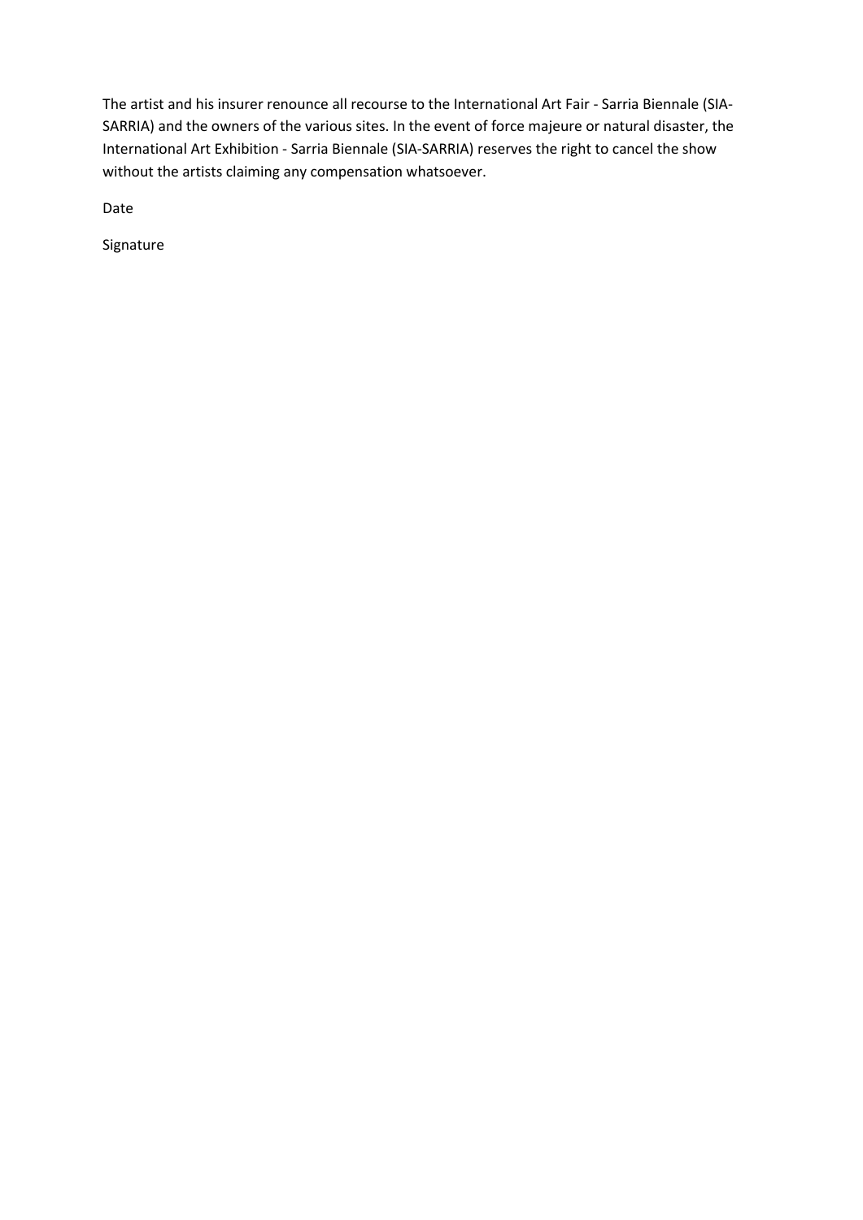The artist and his insurer renounce all recourse to the International Art Fair - Sarria Biennale (SIA-SARRIA) and the owners of the various sites. In the event of force majeure or natural disaster, the International Art Exhibition - Sarria Biennale (SIA-SARRIA) reserves the right to cancel the show without the artists claiming any compensation whatsoever.

Date

Signature